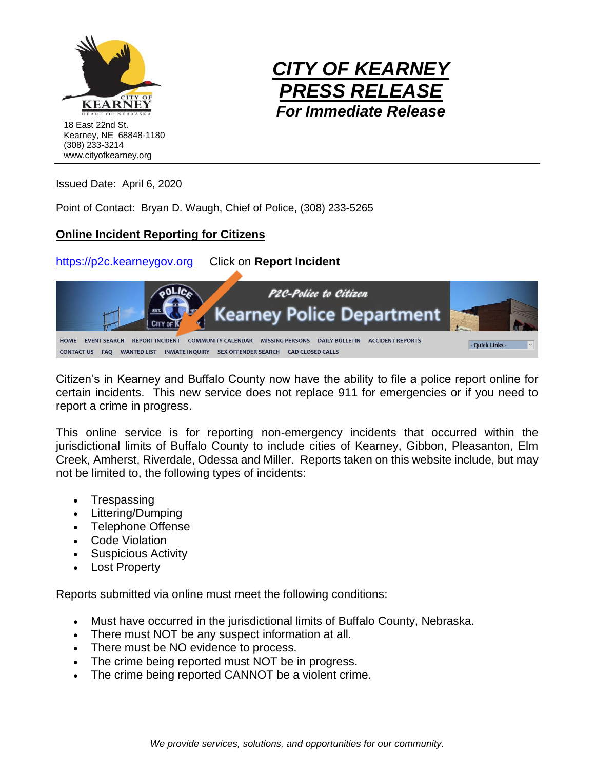18 East 22nd St.
Kearney, NE 68848-1180
(308) 233-3214
www.cityofkearney.org

# *CITY OF KEARNEY PRESS RELEASE*

***For Immediate Release***

Issued Date: April 6, 2020

Point of Contact: Bryan D. Waugh, Chief of Police, (308) 233-5265

## Online Incident Reporting for Citizens

https://p2c.kearneygov.org     Click on **Report Incident**

Citizen's in Kearney and Buffalo County now have the ability to file a police report online for certain incidents. This new service does not replace 911 for emergencies or if you need to report a crime in progress.

This online service is for reporting non-emergency incidents that occurred within the jurisdictional limits of Buffalo County to include cities of Kearney, Gibbon, Pleasanton, Elm Creek, Amherst, Riverdale, Odessa and Miller. Reports taken on this website include, but may not be limited to, the following types of incidents:

- Trespassing
- Littering/Dumping
- Telephone Offense
- Code Violation
- Suspicious Activity
- Lost Property

Reports submitted via online must meet the following conditions:

- Must have occurred in the jurisdictional limits of Buffalo County, Nebraska.
- There must NOT be any suspect information at all.
- There must be NO evidence to process.
- The crime being reported must NOT be in progress.
- The crime being reported CANNOT be a violent crime.

*We provide services, solutions, and opportunities for our community.*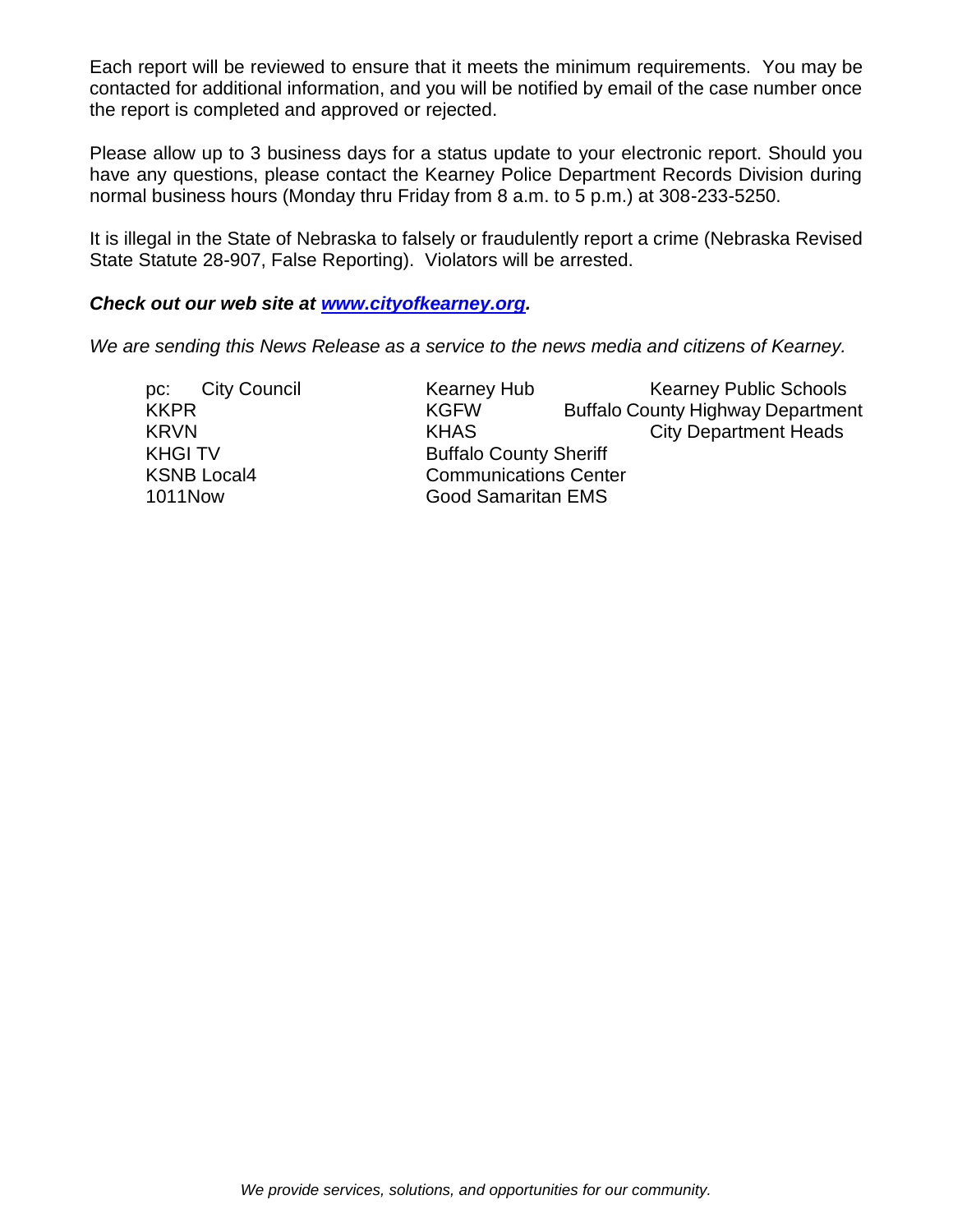Each report will be reviewed to ensure that it meets the minimum requirements. You may be contacted for additional information, and you will be notified by email of the case number once the report is completed and approved or rejected.

Please allow up to 3 business days for a status update to your electronic report. Should you have any questions, please contact the Kearney Police Department Records Division during normal business hours (Monday thru Friday from 8 a.m. to 5 p.m.) at 308-233-5250.

It is illegal in the State of Nebraska to falsely or fraudulently report a crime (Nebraska Revised State Statute 28-907, False Reporting). Violators will be arrested.

***Check out our web site at [www.cityofkearney.org](http://www.cityofkearney.org).***

*We are sending this News Release as a service to the news media and citizens of Kearney.*

pc: City Council
KKPR
KRVN
KHGI TV
KSNB Local4
1011Now
Kearney Hub
KGFW
KHAS
Buffalo County Sheriff
Communications Center
Good Samaritan EMS
Kearney Public Schools
Buffalo County Highway Department
City Department Heads